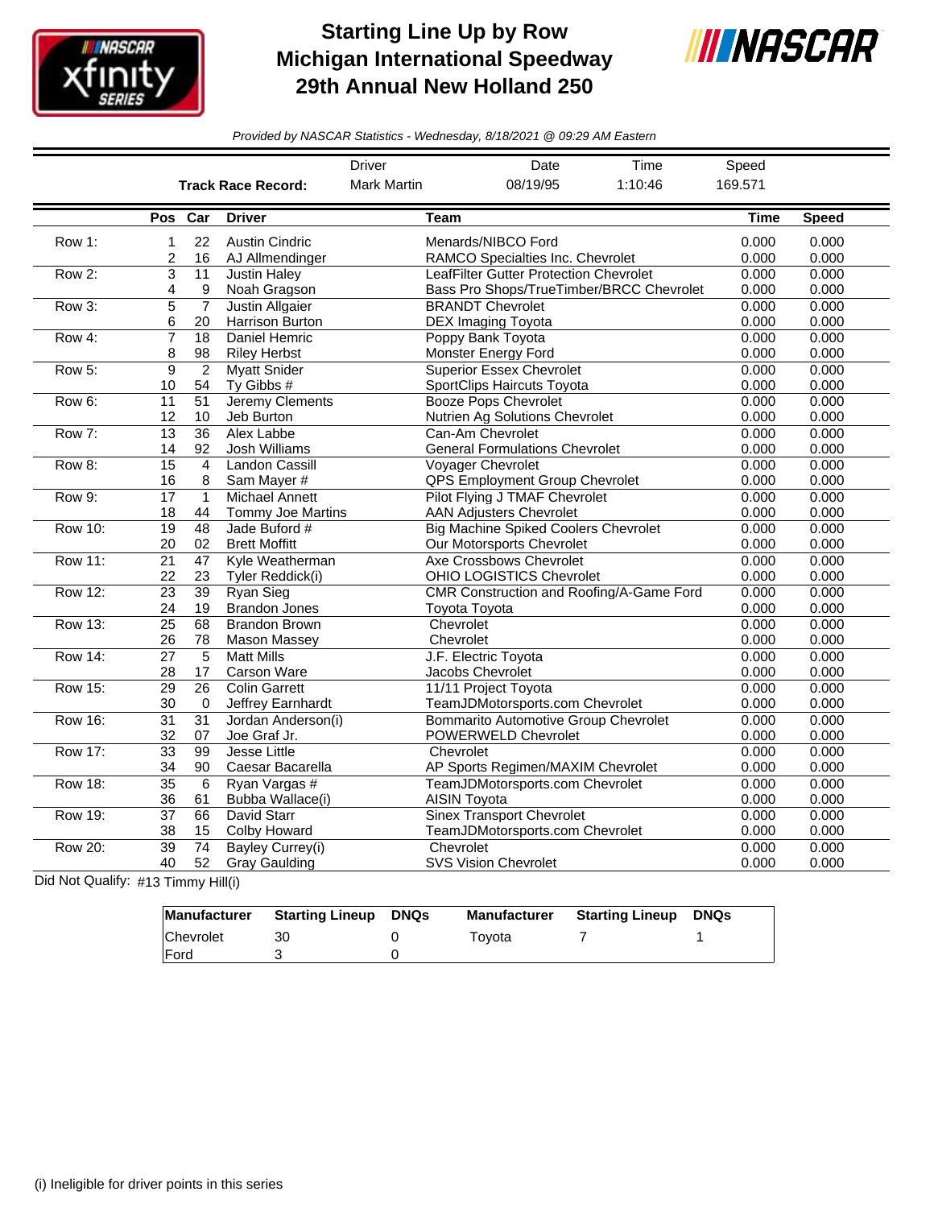# Starting Line Up by Row
# Michigan International Speedway
# 29th Annual New Holland 250

*Provided by NASCAR Statistics - Wednesday, 8/18/2021 @ 09:29 AM Eastern*

| | Driver | Date | Time | Speed |
|---|---|---|---|---|
| **Track Race Record:** | Mark Martin | 08/19/95 | 1:10:46 | 169.571 |

| | Pos | Car | Driver | Team | Time | Speed |
|---|---|---|---|---|---|---|
| Row 1: | 1 | 22 | Austin Cindric | Menards/NIBCO Ford | 0.000 | 0.000 |
| | 2 | 16 | AJ Allmendinger | RAMCO Specialties Inc. Chevrolet | 0.000 | 0.000 |
| Row 2: | 3 | 11 | Justin Haley | LeafFilter Gutter Protection Chevrolet | 0.000 | 0.000 |
| | 4 | 9 | Noah Gragson | Bass Pro Shops/TrueTimber/BRCC Chevrolet | 0.000 | 0.000 |
| Row 3: | 5 | 7 | Justin Allgaier | BRANDT Chevrolet | 0.000 | 0.000 |
| | 6 | 20 | Harrison Burton | DEX Imaging Toyota | 0.000 | 0.000 |
| Row 4: | 7 | 18 | Daniel Hemric | Poppy Bank Toyota | 0.000 | 0.000 |
| | 8 | 98 | Riley Herbst | Monster Energy Ford | 0.000 | 0.000 |
| Row 5: | 9 | 2 | Myatt Snider | Superior Essex Chevrolet | 0.000 | 0.000 |
| | 10 | 54 | Ty Gibbs # | SportClips Haircuts Toyota | 0.000 | 0.000 |
| Row 6: | 11 | 51 | Jeremy Clements | Booze Pops Chevrolet | 0.000 | 0.000 |
| | 12 | 10 | Jeb Burton | Nutrien Ag Solutions Chevrolet | 0.000 | 0.000 |
| Row 7: | 13 | 36 | Alex Labbe | Can-Am Chevrolet | 0.000 | 0.000 |
| | 14 | 92 | Josh Williams | General Formulations Chevrolet | 0.000 | 0.000 |
| Row 8: | 15 | 4 | Landon Cassill | Voyager Chevrolet | 0.000 | 0.000 |
| | 16 | 8 | Sam Mayer # | QPS Employment Group Chevrolet | 0.000 | 0.000 |
| Row 9: | 17 | 1 | Michael Annett | Pilot Flying J TMAF Chevrolet | 0.000 | 0.000 |
| | 18 | 44 | Tommy Joe Martins | AAN Adjusters Chevrolet | 0.000 | 0.000 |
| Row 10: | 19 | 48 | Jade Buford # | Big Machine Spiked Coolers Chevrolet | 0.000 | 0.000 |
| | 20 | 02 | Brett Moffitt | Our Motorsports Chevrolet | 0.000 | 0.000 |
| Row 11: | 21 | 47 | Kyle Weatherman | Axe Crossbows Chevrolet | 0.000 | 0.000 |
| | 22 | 23 | Tyler Reddick(i) | OHIO LOGISTICS Chevrolet | 0.000 | 0.000 |
| Row 12: | 23 | 39 | Ryan Sieg | CMR Construction and Roofing/A-Game Ford | 0.000 | 0.000 |
| | 24 | 19 | Brandon Jones | Toyota Toyota | 0.000 | 0.000 |
| Row 13: | 25 | 68 | Brandon Brown | Chevrolet | 0.000 | 0.000 |
| | 26 | 78 | Mason Massey | Chevrolet | 0.000 | 0.000 |
| Row 14: | 27 | 5 | Matt Mills | J.F. Electric Toyota | 0.000 | 0.000 |
| | 28 | 17 | Carson Ware | Jacobs Chevrolet | 0.000 | 0.000 |
| Row 15: | 29 | 26 | Colin Garrett | 11/11 Project Toyota | 0.000 | 0.000 |
| | 30 | 0 | Jeffrey Earnhardt | TeamJDMotorsports.com Chevrolet | 0.000 | 0.000 |
| Row 16: | 31 | 31 | Jordan Anderson(i) | Bommarito Automotive Group Chevrolet | 0.000 | 0.000 |
| | 32 | 07 | Joe Graf Jr. | POWERWELD Chevrolet | 0.000 | 0.000 |
| Row 17: | 33 | 99 | Jesse Little | Chevrolet | 0.000 | 0.000 |
| | 34 | 90 | Caesar Bacarella | AP Sports Regimen/MAXIM Chevrolet | 0.000 | 0.000 |
| Row 18: | 35 | 6 | Ryan Vargas # | TeamJDMotorsports.com Chevrolet | 0.000 | 0.000 |
| | 36 | 61 | Bubba Wallace(i) | AISIN Toyota | 0.000 | 0.000 |
| Row 19: | 37 | 66 | David Starr | Sinex Transport Chevrolet | 0.000 | 0.000 |
| | 38 | 15 | Colby Howard | TeamJDMotorsports.com Chevrolet | 0.000 | 0.000 |
| Row 20: | 39 | 74 | Bayley Currey(i) | Chevrolet | 0.000 | 0.000 |
| | 40 | 52 | Gray Gaulding | SVS Vision Chevrolet | 0.000 | 0.000 |

Did Not Qualify: #13 Timmy Hill(i)

| Manufacturer | Starting Lineup | DNQs | Manufacturer | Starting Lineup | DNQs |
|---|---|---|---|---|---|
| Chevrolet | 30 | 0 | Toyota | 7 | 1 |
| Ford | 3 | 0 | | | |

(i) Ineligible for driver points in this series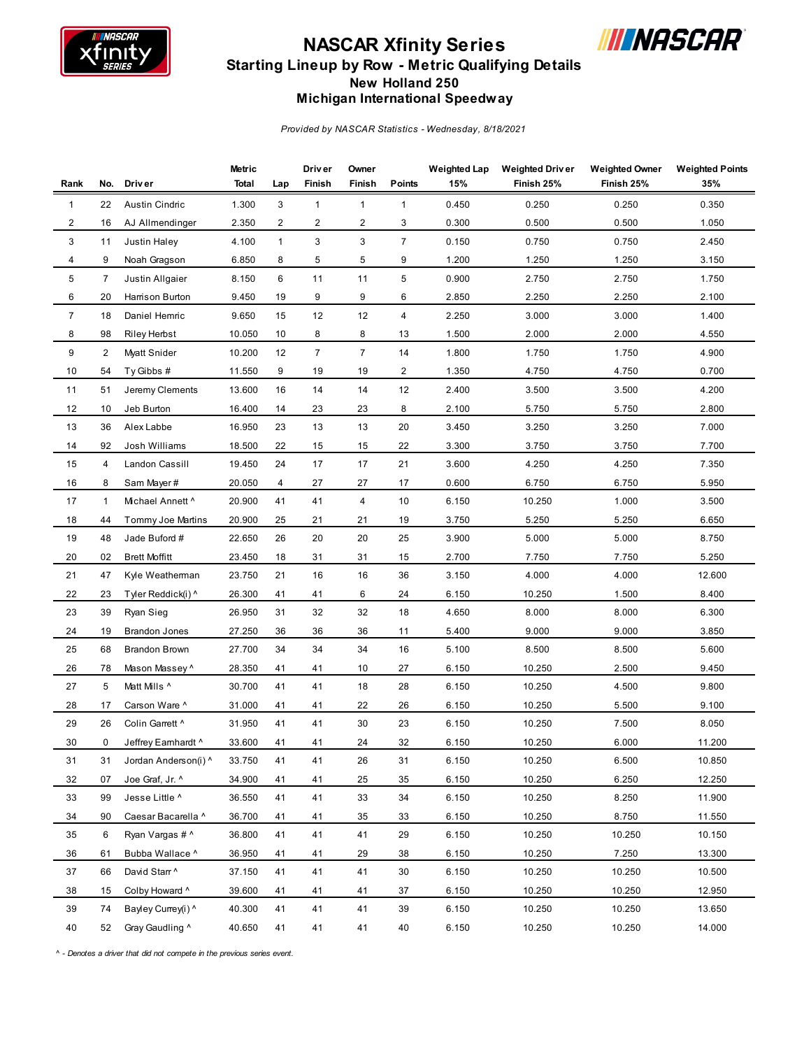# NASCAR Xfinity Series

## Starting Lineup by Row - Metric Qualifying Details

### New Holland 250

### Michigan International Speedway

*Provided by NASCAR Statistics - Wednesday, 8/18/2021*

| Rank | No. | Driver | Metric Total | Lap | Driver Finish | Owner Finish | Points | Weighted Lap 15% | Weighted Driver Finish 25% | Weighted Owner Finish 25% | Weighted Points 35% |
|---|---|---|---|---|---|---|---|---|---|---|---|
| 1 | 22 | Austin Cindric | 1.300 | 3 | 1 | 1 | 1 | 0.450 | 0.250 | 0.250 | 0.350 |
| 2 | 16 | AJ Allmendinger | 2.350 | 2 | 2 | 2 | 3 | 0.300 | 0.500 | 0.500 | 1.050 |
| 3 | 11 | Justin Haley | 4.100 | 1 | 3 | 3 | 7 | 0.150 | 0.750 | 0.750 | 2.450 |
| 4 | 9 | Noah Gragson | 6.850 | 8 | 5 | 5 | 9 | 1.200 | 1.250 | 1.250 | 3.150 |
| 5 | 7 | Justin Allgaier | 8.150 | 6 | 11 | 11 | 5 | 0.900 | 2.750 | 2.750 | 1.750 |
| 6 | 20 | Harrison Burton | 9.450 | 19 | 9 | 9 | 6 | 2.850 | 2.250 | 2.250 | 2.100 |
| 7 | 18 | Daniel Hemric | 9.650 | 15 | 12 | 12 | 4 | 2.250 | 3.000 | 3.000 | 1.400 |
| 8 | 98 | Riley Herbst | 10.050 | 10 | 8 | 8 | 13 | 1.500 | 2.000 | 2.000 | 4.550 |
| 9 | 2 | Myatt Snider | 10.200 | 12 | 7 | 7 | 14 | 1.800 | 1.750 | 1.750 | 4.900 |
| 10 | 54 | Ty Gibbs # | 11.550 | 9 | 19 | 19 | 2 | 1.350 | 4.750 | 4.750 | 0.700 |
| 11 | 51 | Jeremy Clements | 13.600 | 16 | 14 | 14 | 12 | 2.400 | 3.500 | 3.500 | 4.200 |
| 12 | 10 | Jeb Burton | 16.400 | 14 | 23 | 23 | 8 | 2.100 | 5.750 | 5.750 | 2.800 |
| 13 | 36 | Alex Labbe | 16.950 | 23 | 13 | 13 | 20 | 3.450 | 3.250 | 3.250 | 7.000 |
| 14 | 92 | Josh Williams | 18.500 | 22 | 15 | 15 | 22 | 3.300 | 3.750 | 3.750 | 7.700 |
| 15 | 4 | Landon Cassill | 19.450 | 24 | 17 | 17 | 21 | 3.600 | 4.250 | 4.250 | 7.350 |
| 16 | 8 | Sam Mayer # | 20.050 | 4 | 27 | 27 | 17 | 0.600 | 6.750 | 6.750 | 5.950 |
| 17 | 1 | Michael Annett ^ | 20.900 | 41 | 41 | 4 | 10 | 6.150 | 10.250 | 1.000 | 3.500 |
| 18 | 44 | Tommy Joe Martins | 20.900 | 25 | 21 | 21 | 19 | 3.750 | 5.250 | 5.250 | 6.650 |
| 19 | 48 | Jade Buford # | 22.650 | 26 | 20 | 20 | 25 | 3.900 | 5.000 | 5.000 | 8.750 |
| 20 | 02 | Brett Moffitt | 23.450 | 18 | 31 | 31 | 15 | 2.700 | 7.750 | 7.750 | 5.250 |
| 21 | 47 | Kyle Weatherman | 23.750 | 21 | 16 | 16 | 36 | 3.150 | 4.000 | 4.000 | 12.600 |
| 22 | 23 | Tyler Reddick(i) ^ | 26.300 | 41 | 41 | 6 | 24 | 6.150 | 10.250 | 1.500 | 8.400 |
| 23 | 39 | Ryan Sieg | 26.950 | 31 | 32 | 32 | 18 | 4.650 | 8.000 | 8.000 | 6.300 |
| 24 | 19 | Brandon Jones | 27.250 | 36 | 36 | 36 | 11 | 5.400 | 9.000 | 9.000 | 3.850 |
| 25 | 68 | Brandon Brown | 27.700 | 34 | 34 | 34 | 16 | 5.100 | 8.500 | 8.500 | 5.600 |
| 26 | 78 | Mason Massey ^ | 28.350 | 41 | 41 | 10 | 27 | 6.150 | 10.250 | 2.500 | 9.450 |
| 27 | 5 | Matt Mills ^ | 30.700 | 41 | 41 | 18 | 28 | 6.150 | 10.250 | 4.500 | 9.800 |
| 28 | 17 | Carson Ware ^ | 31.000 | 41 | 41 | 22 | 26 | 6.150 | 10.250 | 5.500 | 9.100 |
| 29 | 26 | Colin Garrett ^ | 31.950 | 41 | 41 | 30 | 23 | 6.150 | 10.250 | 7.500 | 8.050 |
| 30 | 0 | Jeffrey Earnhardt ^ | 33.600 | 41 | 41 | 24 | 32 | 6.150 | 10.250 | 6.000 | 11.200 |
| 31 | 31 | Jordan Anderson(i) ^ | 33.750 | 41 | 41 | 26 | 31 | 6.150 | 10.250 | 6.500 | 10.850 |
| 32 | 07 | Joe Graf, Jr. ^ | 34.900 | 41 | 41 | 25 | 35 | 6.150 | 10.250 | 6.250 | 12.250 |
| 33 | 99 | Jesse Little ^ | 36.550 | 41 | 41 | 33 | 34 | 6.150 | 10.250 | 8.250 | 11.900 |
| 34 | 90 | Caesar Bacarella ^ | 36.700 | 41 | 41 | 35 | 33 | 6.150 | 10.250 | 8.750 | 11.550 |
| 35 | 6 | Ryan Vargas # ^ | 36.800 | 41 | 41 | 41 | 29 | 6.150 | 10.250 | 10.250 | 10.150 |
| 36 | 61 | Bubba Wallace ^ | 36.950 | 41 | 41 | 29 | 38 | 6.150 | 10.250 | 7.250 | 13.300 |
| 37 | 66 | David Starr ^ | 37.150 | 41 | 41 | 41 | 30 | 6.150 | 10.250 | 10.250 | 10.500 |
| 38 | 15 | Colby Howard ^ | 39.600 | 41 | 41 | 41 | 37 | 6.150 | 10.250 | 10.250 | 12.950 |
| 39 | 74 | Bayley Currey(i) ^ | 40.300 | 41 | 41 | 41 | 39 | 6.150 | 10.250 | 10.250 | 13.650 |
| 40 | 52 | Gray Gaudling ^ | 40.650 | 41 | 41 | 41 | 40 | 6.150 | 10.250 | 10.250 | 14.000 |

*^ - Denotes a driver that did not compete in the previous series event.*